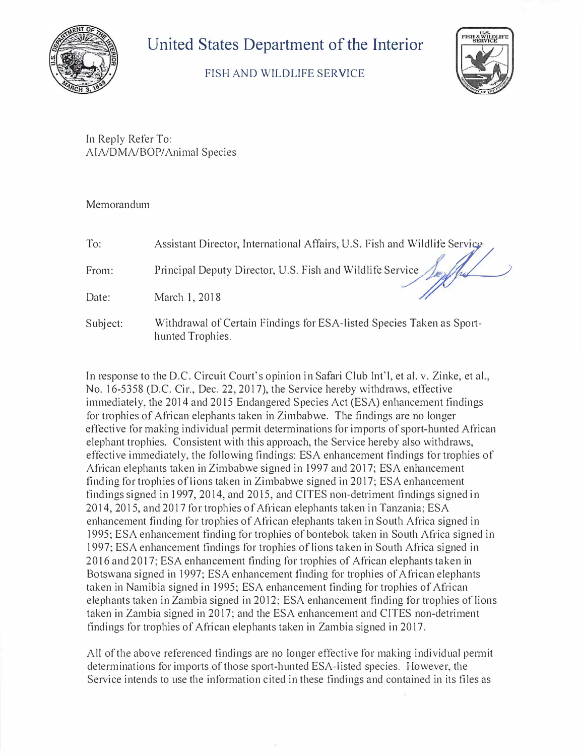# United States Department of the Interior

FISH AND WILDLIFE SERVICE

In Reply Refer To:
AIA/DMA/BOP/Animal Species

Memorandum

| | |
|---|---|
| To: | Assistant Director, International Affairs, U.S. Fish and Wildlife Service |
| From: | Principal Deputy Director, U.S. Fish and Wildlife Service |
| Date: | March 1, 2018 |
| Subject: | Withdrawal of Certain Findings for ESA-listed Species Taken as Sport-hunted Trophies. |

In response to the D.C. Circuit Court's opinion in Safari Club Int'l, et al. v. Zinke, et al., No. 16-5358 (D.C. Cir., Dec. 22, 2017), the Service hereby withdraws, effective immediately, the 2014 and 2015 Endangered Species Act (ESA) enhancement findings for trophies of African elephants taken in Zimbabwe. The findings are no longer effective for making individual permit determinations for imports of sport-hunted African elephant trophies. Consistent with this approach, the Service hereby also withdraws, effective immediately, the following findings: ESA enhancement findings for trophies of African elephants taken in Zimbabwe signed in 1997 and 2017; ESA enhancement finding for trophies of lions taken in Zimbabwe signed in 2017; ESA enhancement findings signed in 1997, 2014, and 2015, and CITES non-detriment findings signed in 2014, 2015, and 2017 for trophies of African elephants taken in Tanzania; ESA enhancement finding for trophies of African elephants taken in South Africa signed in 1995; ESA enhancement finding for trophies of bontebok taken in South Africa signed in 1997; ESA enhancement findings for trophies of lions taken in South Africa signed in 2016 and 2017; ESA enhancement finding for trophies of African elephants taken in Botswana signed in 1997; ESA enhancement finding for trophies of African elephants taken in Namibia signed in 1995; ESA enhancement finding for trophies of African elephants taken in Zambia signed in 2012; ESA enhancement finding for trophies of lions taken in Zambia signed in 2017; and the ESA enhancement and CITES non-detriment findings for trophies of African elephants taken in Zambia signed in 2017.

All of the above referenced findings are no longer effective for making individual permit determinations for imports of those sport-hunted ESA-listed species. However, the Service intends to use the information cited in these findings and contained in its files as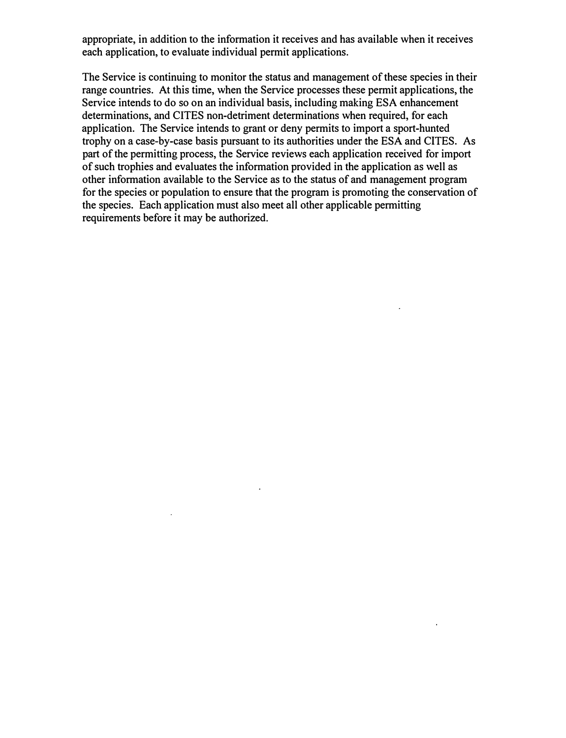appropriate, in addition to the information it receives and has available when it receives each application, to evaluate individual permit applications.

The Service is continuing to monitor the status and management of these species in their range countries. At this time, when the Service processes these permit applications, the Service intends to do so on an individual basis, including making ESA enhancement determinations, and CITES non-detriment determinations when required, for each application. The Service intends to grant or deny permits to import a sport-hunted trophy on a case-by-case basis pursuant to its authorities under the ESA and CITES. As part of the permitting process, the Service reviews each application received for import of such trophies and evaluates the information provided in the application as well as other information available to the Service as to the status of and management program for the species or population to ensure that the program is promoting the conservation of the species. Each application must also meet all other applicable permitting requirements before it may be authorized.